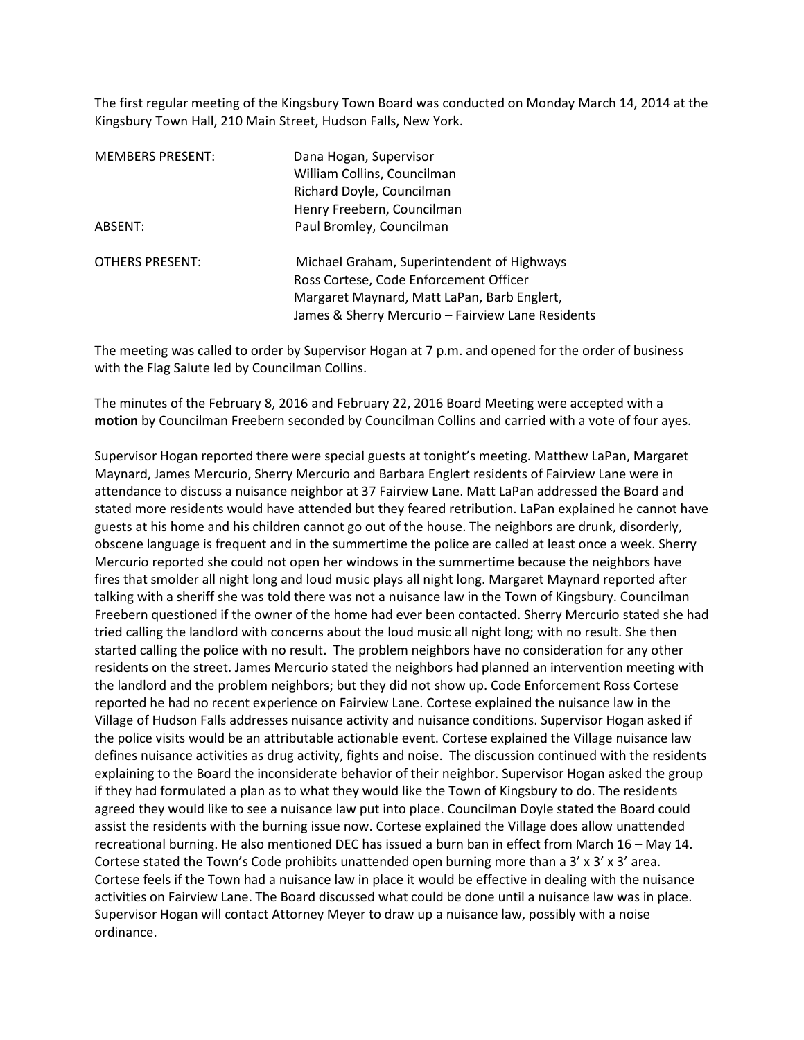The first regular meeting of the Kingsbury Town Board was conducted on Monday March 14, 2014 at the Kingsbury Town Hall, 210 Main Street, Hudson Falls, New York.

| | |
|---|---|
| MEMBERS PRESENT: | Dana Hogan, Supervisor |
| | William Collins, Councilman |
| | Richard Doyle, Councilman |
| | Henry Freebern, Councilman |
| ABSENT: | Paul Bromley, Councilman |
| | |
| OTHERS PRESENT: | Michael Graham, Superintendent of Highways |
| | Ross Cortese, Code Enforcement Officer |
| | Margaret Maynard, Matt LaPan, Barb Englert, |
| | James & Sherry Mercurio – Fairview Lane Residents |

The meeting was called to order by Supervisor Hogan at 7 p.m. and opened for the order of business with the Flag Salute led by Councilman Collins.

The minutes of the February 8, 2016 and February 22, 2016 Board Meeting were accepted with a **motion** by Councilman Freebern seconded by Councilman Collins and carried with a vote of four ayes.

Supervisor Hogan reported there were special guests at tonight's meeting. Matthew LaPan, Margaret Maynard, James Mercurio, Sherry Mercurio and Barbara Englert residents of Fairview Lane were in attendance to discuss a nuisance neighbor at 37 Fairview Lane. Matt LaPan addressed the Board and stated more residents would have attended but they feared retribution. LaPan explained he cannot have guests at his home and his children cannot go out of the house. The neighbors are drunk, disorderly, obscene language is frequent and in the summertime the police are called at least once a week. Sherry Mercurio reported she could not open her windows in the summertime because the neighbors have fires that smolder all night long and loud music plays all night long. Margaret Maynard reported after talking with a sheriff she was told there was not a nuisance law in the Town of Kingsbury. Councilman Freebern questioned if the owner of the home had ever been contacted. Sherry Mercurio stated she had tried calling the landlord with concerns about the loud music all night long; with no result. She then started calling the police with no result. The problem neighbors have no consideration for any other residents on the street. James Mercurio stated the neighbors had planned an intervention meeting with the landlord and the problem neighbors; but they did not show up. Code Enforcement Ross Cortese reported he had no recent experience on Fairview Lane. Cortese explained the nuisance law in the Village of Hudson Falls addresses nuisance activity and nuisance conditions. Supervisor Hogan asked if the police visits would be an attributable actionable event. Cortese explained the Village nuisance law defines nuisance activities as drug activity, fights and noise. The discussion continued with the residents explaining to the Board the inconsiderate behavior of their neighbor. Supervisor Hogan asked the group if they had formulated a plan as to what they would like the Town of Kingsbury to do. The residents agreed they would like to see a nuisance law put into place. Councilman Doyle stated the Board could assist the residents with the burning issue now. Cortese explained the Village does allow unattended recreational burning. He also mentioned DEC has issued a burn ban in effect from March 16 – May 14. Cortese stated the Town's Code prohibits unattended open burning more than a 3' x 3' x 3' area. Cortese feels if the Town had a nuisance law in place it would be effective in dealing with the nuisance activities on Fairview Lane. The Board discussed what could be done until a nuisance law was in place. Supervisor Hogan will contact Attorney Meyer to draw up a nuisance law, possibly with a noise ordinance.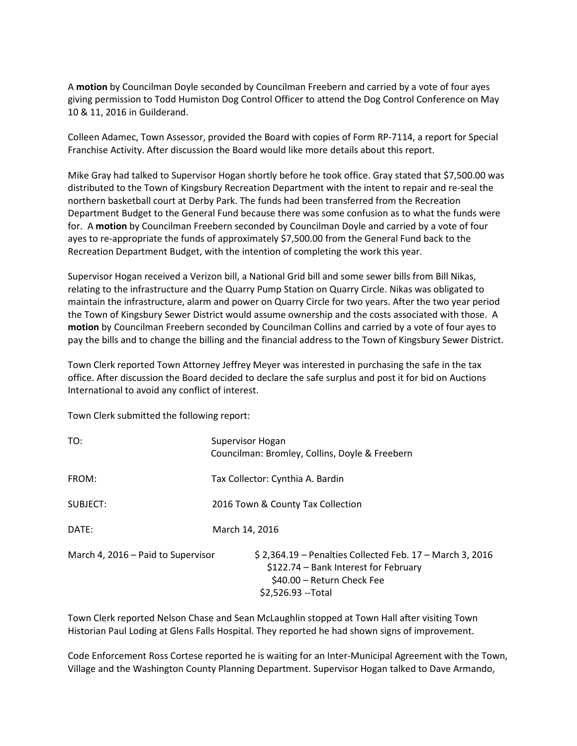A **motion** by Councilman Doyle seconded by Councilman Freebern and carried by a vote of four ayes giving permission to Todd Humiston Dog Control Officer to attend the Dog Control Conference on May 10 & 11, 2016 in Guilderand.

Colleen Adamec, Town Assessor, provided the Board with copies of Form RP-7114, a report for Special Franchise Activity. After discussion the Board would like more details about this report.

Mike Gray had talked to Supervisor Hogan shortly before he took office. Gray stated that $7,500.00 was distributed to the Town of Kingsbury Recreation Department with the intent to repair and re-seal the northern basketball court at Derby Park. The funds had been transferred from the Recreation Department Budget to the General Fund because there was some confusion as to what the funds were for. A **motion** by Councilman Freebern seconded by Councilman Doyle and carried by a vote of four ayes to re-appropriate the funds of approximately $7,500.00 from the General Fund back to the Recreation Department Budget, with the intention of completing the work this year.

Supervisor Hogan received a Verizon bill, a National Grid bill and some sewer bills from Bill Nikas, relating to the infrastructure and the Quarry Pump Station on Quarry Circle. Nikas was obligated to maintain the infrastructure, alarm and power on Quarry Circle for two years. After the two year period the Town of Kingsbury Sewer District would assume ownership and the costs associated with those. A **motion** by Councilman Freebern seconded by Councilman Collins and carried by a vote of four ayes to pay the bills and to change the billing and the financial address to the Town of Kingsbury Sewer District.

Town Clerk reported Town Attorney Jeffrey Meyer was interested in purchasing the safe in the tax office. After discussion the Board decided to declare the safe surplus and post it for bid on Auctions International to avoid any conflict of interest.

Town Clerk submitted the following report:

TO: Supervisor Hogan
Councilman: Bromley, Collins, Doyle & Freebern

FROM: Tax Collector: Cynthia A. Bardin

SUBJECT: 2016 Town & County Tax Collection

DATE: March 14, 2016

March 4, 2016 – Paid to Supervisor
$ 2,364.19 – Penalties Collected Feb. 17 – March 3, 2016
$122.74 – Bank Interest for February
$40.00 – Return Check Fee
$2,526.93 --Total

Town Clerk reported Nelson Chase and Sean McLaughlin stopped at Town Hall after visiting Town Historian Paul Loding at Glens Falls Hospital. They reported he had shown signs of improvement.

Code Enforcement Ross Cortese reported he is waiting for an Inter-Municipal Agreement with the Town, Village and the Washington County Planning Department. Supervisor Hogan talked to Dave Armando,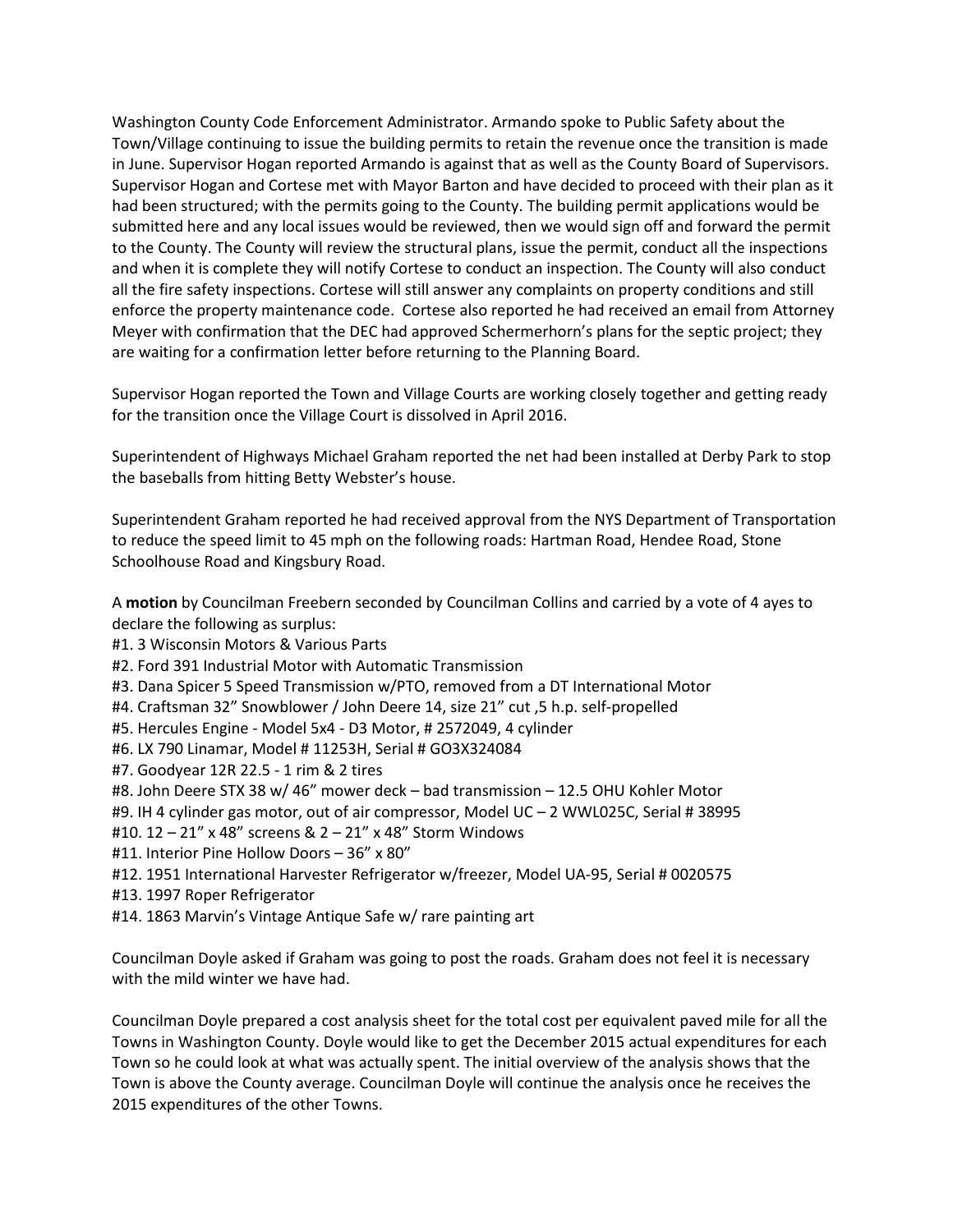Washington County Code Enforcement Administrator. Armando spoke to Public Safety about the Town/Village continuing to issue the building permits to retain the revenue once the transition is made in June. Supervisor Hogan reported Armando is against that as well as the County Board of Supervisors. Supervisor Hogan and Cortese met with Mayor Barton and have decided to proceed with their plan as it had been structured; with the permits going to the County. The building permit applications would be submitted here and any local issues would be reviewed, then we would sign off and forward the permit to the County. The County will review the structural plans, issue the permit, conduct all the inspections and when it is complete they will notify Cortese to conduct an inspection. The County will also conduct all the fire safety inspections. Cortese will still answer any complaints on property conditions and still enforce the property maintenance code. Cortese also reported he had received an email from Attorney Meyer with confirmation that the DEC had approved Schermerhorn's plans for the septic project; they are waiting for a confirmation letter before returning to the Planning Board.

Supervisor Hogan reported the Town and Village Courts are working closely together and getting ready for the transition once the Village Court is dissolved in April 2016.

Superintendent of Highways Michael Graham reported the net had been installed at Derby Park to stop the baseballs from hitting Betty Webster's house.

Superintendent Graham reported he had received approval from the NYS Department of Transportation to reduce the speed limit to 45 mph on the following roads: Hartman Road, Hendee Road, Stone Schoolhouse Road and Kingsbury Road.

A **motion** by Councilman Freebern seconded by Councilman Collins and carried by a vote of 4 ayes to declare the following as surplus:
#1. 3 Wisconsin Motors & Various Parts
#2. Ford 391 Industrial Motor with Automatic Transmission
#3. Dana Spicer 5 Speed Transmission w/PTO, removed from a DT International Motor
#4. Craftsman 32" Snowblower / John Deere 14, size 21" cut ,5 h.p. self-propelled
#5. Hercules Engine - Model 5x4 - D3 Motor, # 2572049, 4 cylinder
#6. LX 790 Linamar, Model # 11253H, Serial # GO3X324084
#7. Goodyear 12R 22.5 - 1 rim & 2 tires
#8. John Deere STX 38 w/ 46" mower deck – bad transmission – 12.5 OHU Kohler Motor
#9. IH 4 cylinder gas motor, out of air compressor, Model UC – 2 WWL025C, Serial # 38995
#10. 12 – 21" x 48" screens & 2 – 21" x 48" Storm Windows
#11. Interior Pine Hollow Doors – 36" x 80"
#12. 1951 International Harvester Refrigerator w/freezer, Model UA-95, Serial # 0020575
#13. 1997 Roper Refrigerator
#14. 1863 Marvin's Vintage Antique Safe w/ rare painting art

Councilman Doyle asked if Graham was going to post the roads. Graham does not feel it is necessary with the mild winter we have had.

Councilman Doyle prepared a cost analysis sheet for the total cost per equivalent paved mile for all the Towns in Washington County. Doyle would like to get the December 2015 actual expenditures for each Town so he could look at what was actually spent. The initial overview of the analysis shows that the Town is above the County average. Councilman Doyle will continue the analysis once he receives the 2015 expenditures of the other Towns.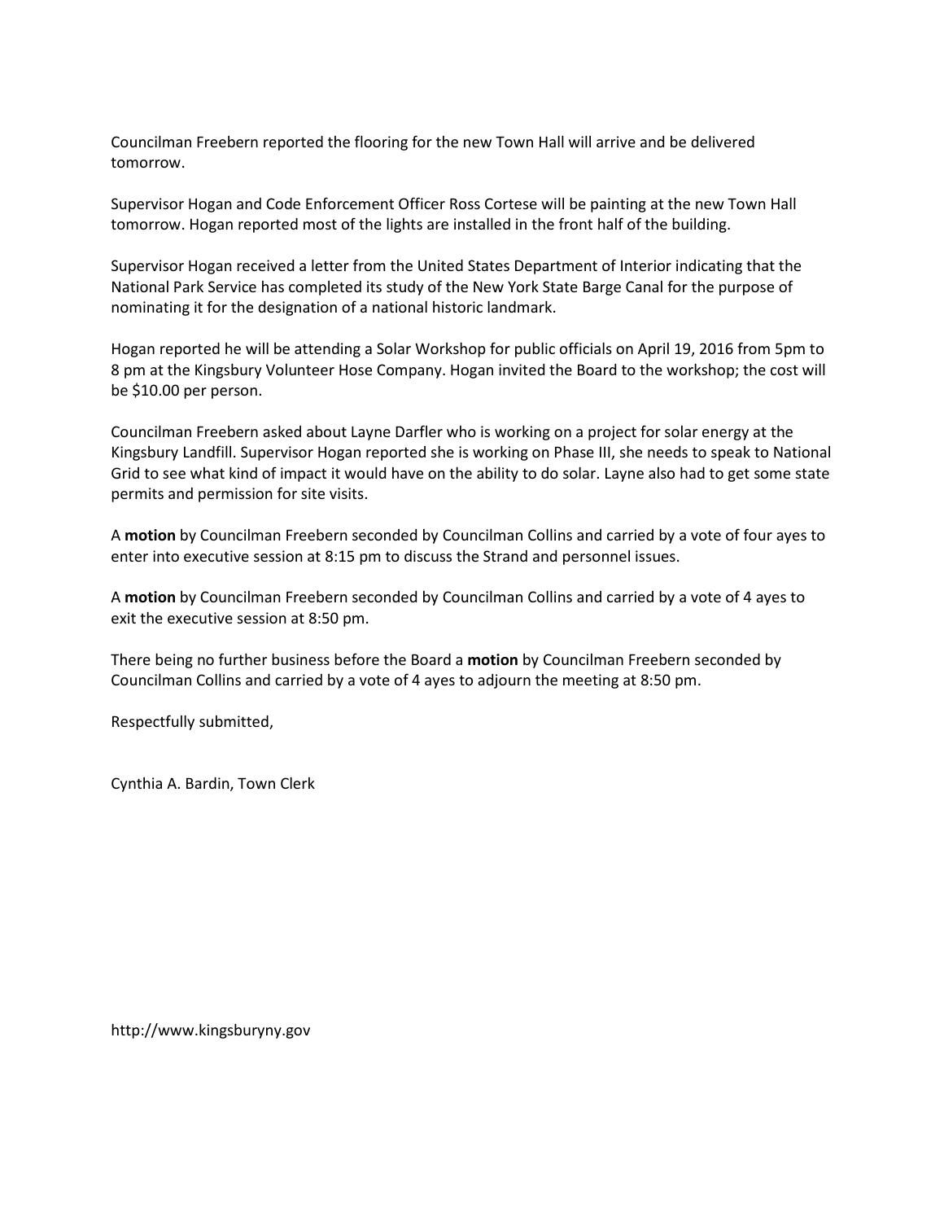Councilman Freebern reported the flooring for the new Town Hall will arrive and be delivered tomorrow.

Supervisor Hogan and Code Enforcement Officer Ross Cortese will be painting at the new Town Hall tomorrow. Hogan reported most of the lights are installed in the front half of the building.

Supervisor Hogan received a letter from the United States Department of Interior indicating that the National Park Service has completed its study of the New York State Barge Canal for the purpose of nominating it for the designation of a national historic landmark.

Hogan reported he will be attending a Solar Workshop for public officials on April 19, 2016 from 5pm to 8 pm at the Kingsbury Volunteer Hose Company. Hogan invited the Board to the workshop; the cost will be $10.00 per person.

Councilman Freebern asked about Layne Darfler who is working on a project for solar energy at the Kingsbury Landfill. Supervisor Hogan reported she is working on Phase III, she needs to speak to National Grid to see what kind of impact it would have on the ability to do solar. Layne also had to get some state permits and permission for site visits.

A **motion** by Councilman Freebern seconded by Councilman Collins and carried by a vote of four ayes to enter into executive session at 8:15 pm to discuss the Strand and personnel issues.

A **motion** by Councilman Freebern seconded by Councilman Collins and carried by a vote of 4 ayes to exit the executive session at 8:50 pm.

There being no further business before the Board a **motion** by Councilman Freebern seconded by Councilman Collins and carried by a vote of 4 ayes to adjourn the meeting at 8:50 pm.

Respectfully submitted,

Cynthia A. Bardin, Town Clerk

http://www.kingsburyny.gov